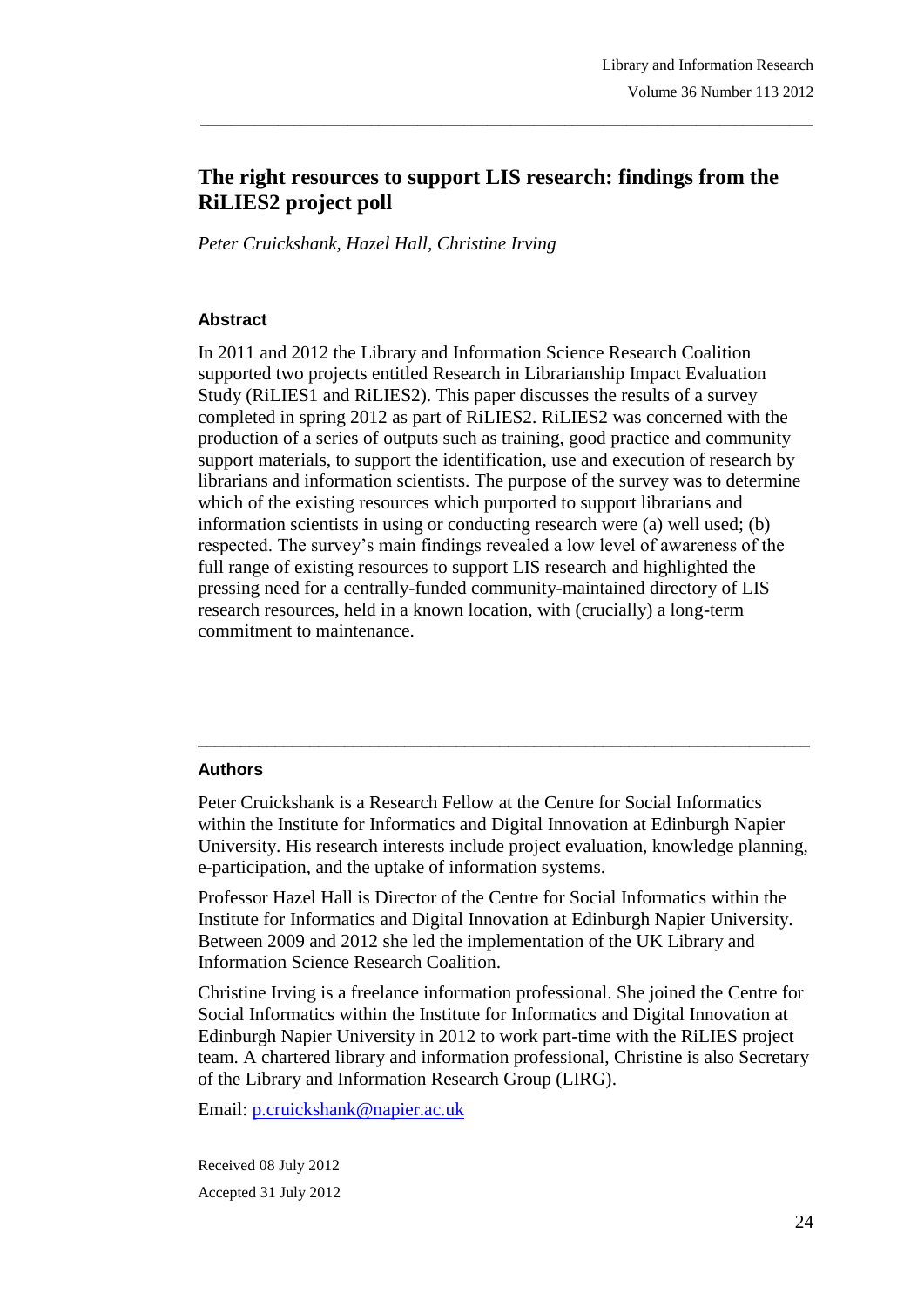# The right resources to support LIS research: findings from the RiLIES2 project poll

*Peter Cruickshank, Hazel Hall, Christine Irving*

## Abstract

In 2011 and 2012 the Library and Information Science Research Coalition supported two projects entitled Research in Librarianship Impact Evaluation Study (RiLIES1 and RiLIES2). This paper discusses the results of a survey completed in spring 2012 as part of RiLIES2. RiLIES2 was concerned with the production of a series of outputs such as training, good practice and community support materials, to support the identification, use and execution of research by librarians and information scientists. The purpose of the survey was to determine which of the existing resources which purported to support librarians and information scientists in using or conducting research were (a) well used; (b) respected. The survey's main findings revealed a low level of awareness of the full range of existing resources to support LIS research and highlighted the pressing need for a centrally-funded community-maintained directory of LIS research resources, held in a known location, with (crucially) a long-term commitment to maintenance.

---

## Authors

Peter Cruickshank is a Research Fellow at the Centre for Social Informatics within the Institute for Informatics and Digital Innovation at Edinburgh Napier University. His research interests include project evaluation, knowledge planning, e-participation, and the uptake of information systems.

Professor Hazel Hall is Director of the Centre for Social Informatics within the Institute for Informatics and Digital Innovation at Edinburgh Napier University. Between 2009 and 2012 she led the implementation of the UK Library and Information Science Research Coalition.

Christine Irving is a freelance information professional. She joined the Centre for Social Informatics within the Institute for Informatics and Digital Innovation at Edinburgh Napier University in 2012 to work part-time with the RiLIES project team. A chartered library and information professional, Christine is also Secretary of the Library and Information Research Group (LIRG).

Email: p.cruickshank@napier.ac.uk

Received 08 July 2012

Accepted 31 July 2012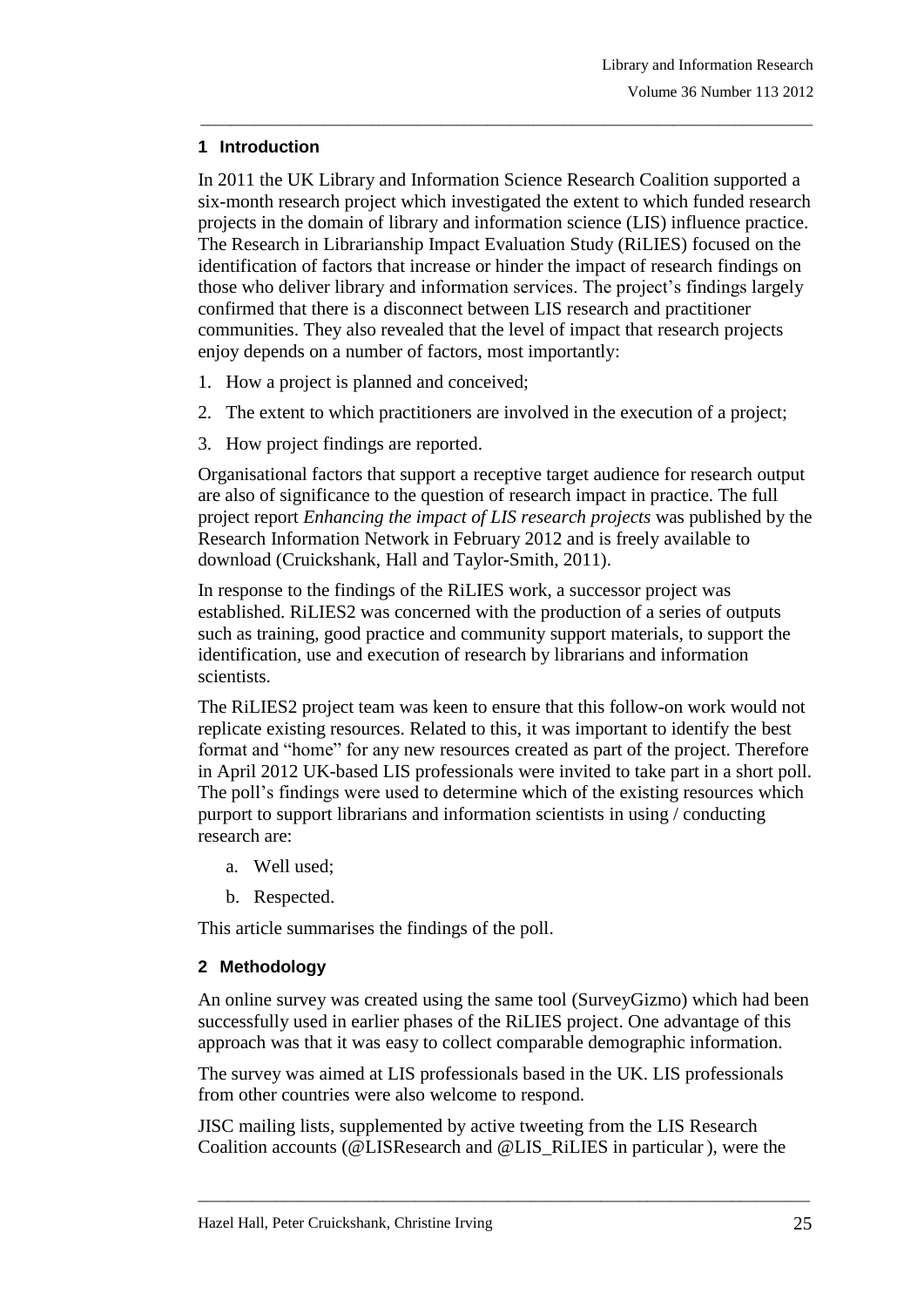## 1 Introduction

In 2011 the UK Library and Information Science Research Coalition supported a six-month research project which investigated the extent to which funded research projects in the domain of library and information science (LIS) influence practice. The Research in Librarianship Impact Evaluation Study (RiLIES) focused on the identification of factors that increase or hinder the impact of research findings on those who deliver library and information services. The project's findings largely confirmed that there is a disconnect between LIS research and practitioner communities. They also revealed that the level of impact that research projects enjoy depends on a number of factors, most importantly:

1. How a project is planned and conceived;
2. The extent to which practitioners are involved in the execution of a project;
3. How project findings are reported.

Organisational factors that support a receptive target audience for research output are also of significance to the question of research impact in practice. The full project report *Enhancing the impact of LIS research projects* was published by the Research Information Network in February 2012 and is freely available to download (Cruickshank, Hall and Taylor-Smith, 2011).

In response to the findings of the RiLIES work, a successor project was established. RiLIES2 was concerned with the production of a series of outputs such as training, good practice and community support materials, to support the identification, use and execution of research by librarians and information scientists.

The RiLIES2 project team was keen to ensure that this follow-on work would not replicate existing resources. Related to this, it was important to identify the best format and "home" for any new resources created as part of the project. Therefore in April 2012 UK-based LIS professionals were invited to take part in a short poll. The poll's findings were used to determine which of the existing resources which purport to support librarians and information scientists in using / conducting research are:

a. Well used;
b. Respected.

This article summarises the findings of the poll.

## 2 Methodology

An online survey was created using the same tool (SurveyGizmo) which had been successfully used in earlier phases of the RiLIES project. One advantage of this approach was that it was easy to collect comparable demographic information.

The survey was aimed at LIS professionals based in the UK. LIS professionals from other countries were also welcome to respond.

JISC mailing lists, supplemented by active tweeting from the LIS Research Coalition accounts (@LISResearch and @LIS_RiLIES in particular ), were the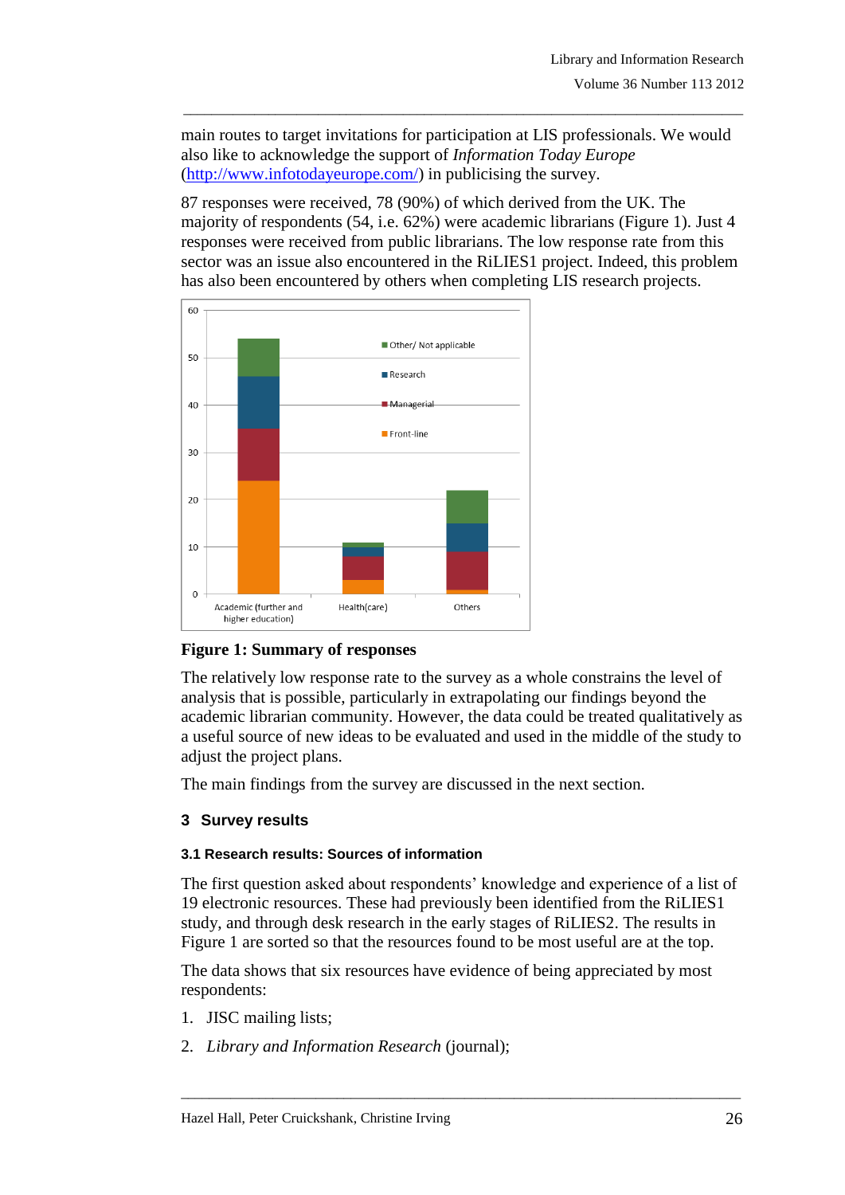main routes to target invitations for participation at LIS professionals. We would also like to acknowledge the support of *Information Today Europe* (http://www.infotodayeurope.com/) in publicising the survey.

87 responses were received, 78 (90%) of which derived from the UK. The majority of respondents (54, i.e. 62%) were academic librarians (Figure 1). Just 4 responses were received from public librarians. The low response rate from this sector was an issue also encountered in the RiLIES1 project. Indeed, this problem has also been encountered by others when completing LIS research projects.

**Figure 1: Summary of responses**

The relatively low response rate to the survey as a whole constrains the level of analysis that is possible, particularly in extrapolating our findings beyond the academic librarian community. However, the data could be treated qualitatively as a useful source of new ideas to be evaluated and used in the middle of the study to adjust the project plans.

The main findings from the survey are discussed in the next section.

## 3 Survey results

### 3.1 Research results: Sources of information

The first question asked about respondents' knowledge and experience of a list of 19 electronic resources. These had previously been identified from the RiLIES1 study, and through desk research in the early stages of RiLIES2. The results in Figure 1 are sorted so that the resources found to be most useful are at the top.

The data shows that six resources have evidence of being appreciated by most respondents:

1. JISC mailing lists;
2. *Library and Information Research* (journal);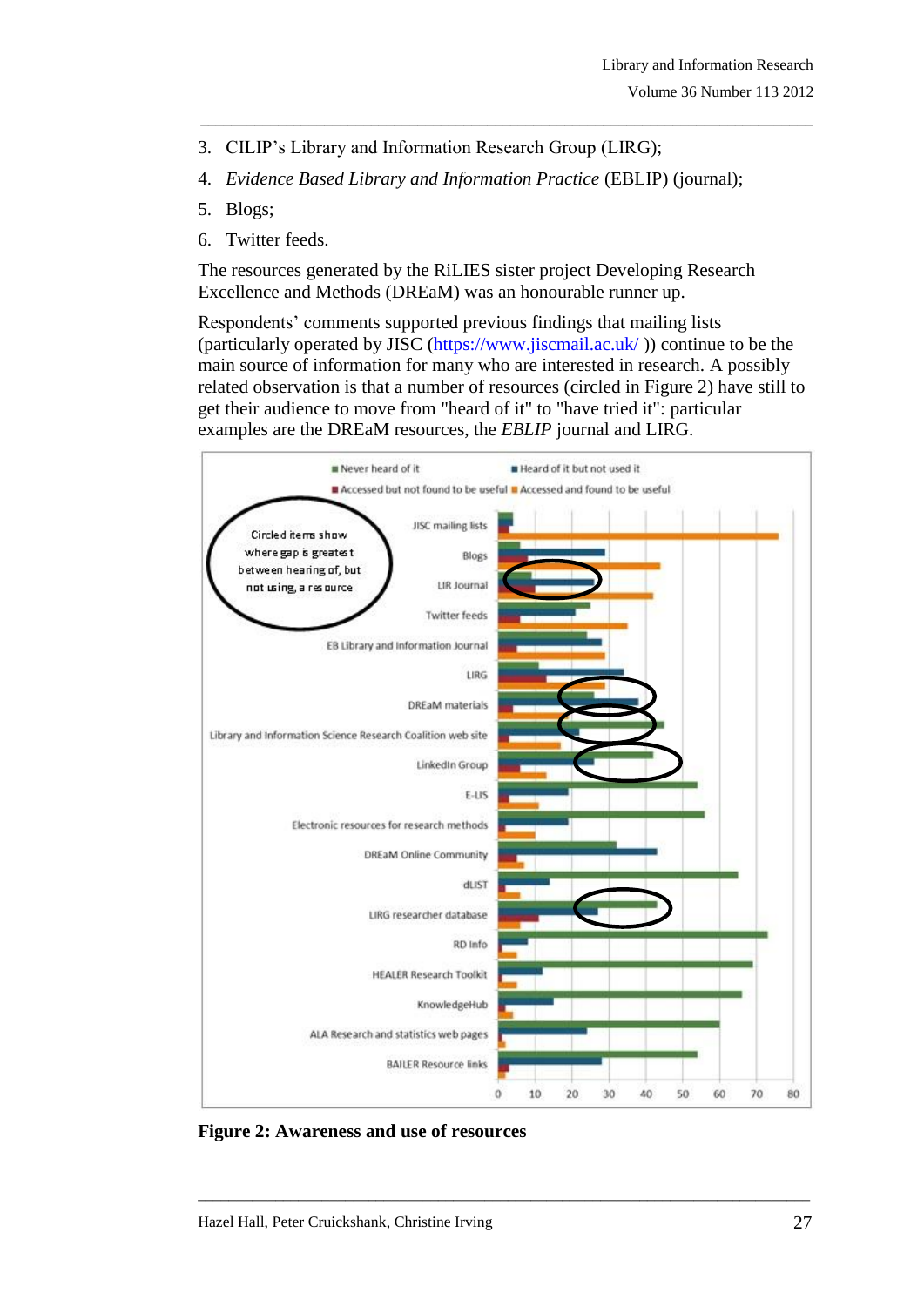3. CILIP's Library and Information Research Group (LIRG);
4. *Evidence Based Library and Information Practice* (EBLIP) (journal);
5. Blogs;
6. Twitter feeds.

The resources generated by the RiLIES sister project Developing Research Excellence and Methods (DREaM) was an honourable runner up.

Respondents' comments supported previous findings that mailing lists (particularly operated by JISC (https://www.jiscmail.ac.uk/ )) continue to be the main source of information for many who are interested in research. A possibly related observation is that a number of resources (circled in Figure 2) have still to get their audience to move from "heard of it" to "have tried it": particular examples are the DREaM resources, the *EBLIP* journal and LIRG.

**Figure 2: Awareness and use of resources**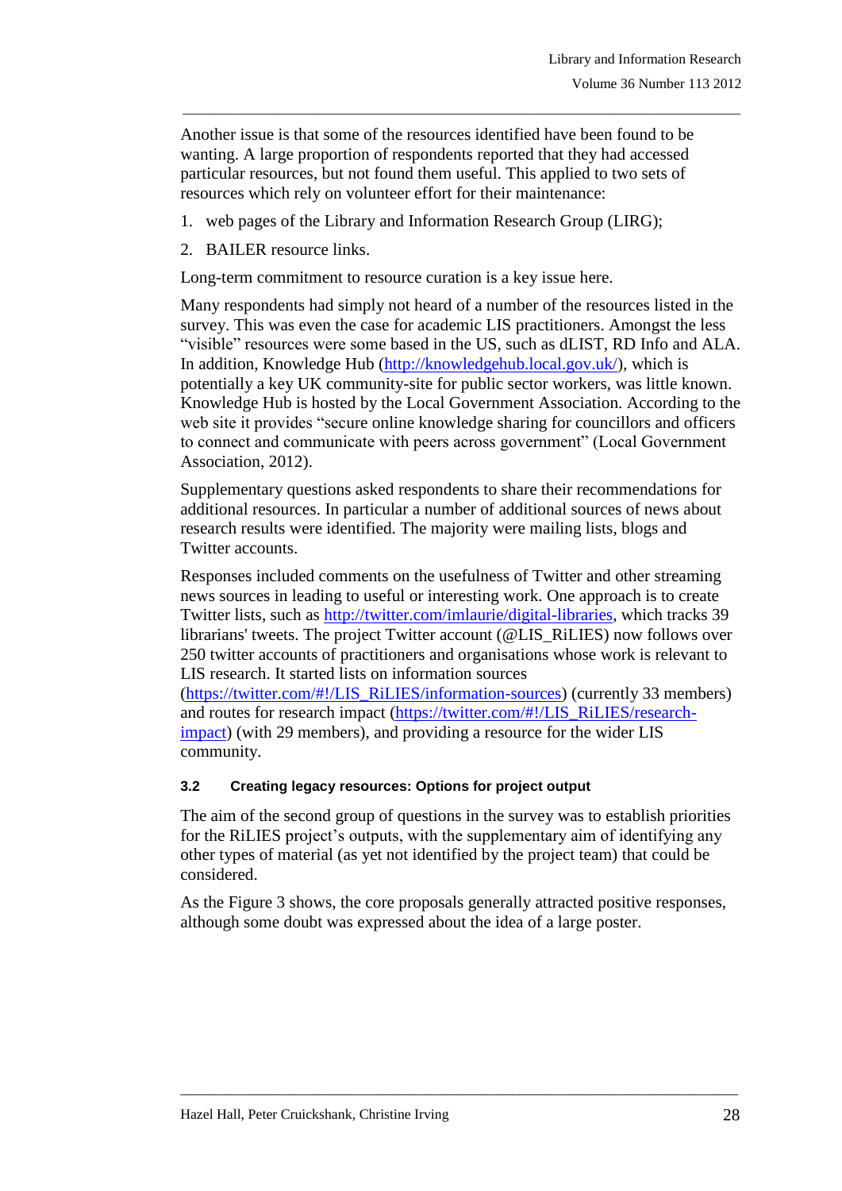Another issue is that some of the resources identified have been found to be wanting. A large proportion of respondents reported that they had accessed particular resources, but not found them useful. This applied to two sets of resources which rely on volunteer effort for their maintenance:

1. web pages of the Library and Information Research Group (LIRG);
2. BAILER resource links.

Long-term commitment to resource curation is a key issue here.

Many respondents had simply not heard of a number of the resources listed in the survey. This was even the case for academic LIS practitioners. Amongst the less "visible" resources were some based in the US, such as dLIST, RD Info and ALA. In addition, Knowledge Hub (http://knowledgehub.local.gov.uk/), which is potentially a key UK community-site for public sector workers, was little known. Knowledge Hub is hosted by the Local Government Association. According to the web site it provides "secure online knowledge sharing for councillors and officers to connect and communicate with peers across government" (Local Government Association, 2012).

Supplementary questions asked respondents to share their recommendations for additional resources. In particular a number of additional sources of news about research results were identified. The majority were mailing lists, blogs and Twitter accounts.

Responses included comments on the usefulness of Twitter and other streaming news sources in leading to useful or interesting work. One approach is to create Twitter lists, such as http://twitter.com/imlaurie/digital-libraries, which tracks 39 librarians' tweets. The project Twitter account (@LIS_RiLIES) now follows over 250 twitter accounts of practitioners and organisations whose work is relevant to LIS research. It started lists on information sources (https://twitter.com/#!/LIS_RiLIES/information-sources) (currently 33 members) and routes for research impact (https://twitter.com/#!/LIS_RiLIES/research-impact) (with 29 members), and providing a resource for the wider LIS community.

### 3.2 Creating legacy resources: Options for project output

The aim of the second group of questions in the survey was to establish priorities for the RiLIES project's outputs, with the supplementary aim of identifying any other types of material (as yet not identified by the project team) that could be considered.

As the Figure 3 shows, the core proposals generally attracted positive responses, although some doubt was expressed about the idea of a large poster.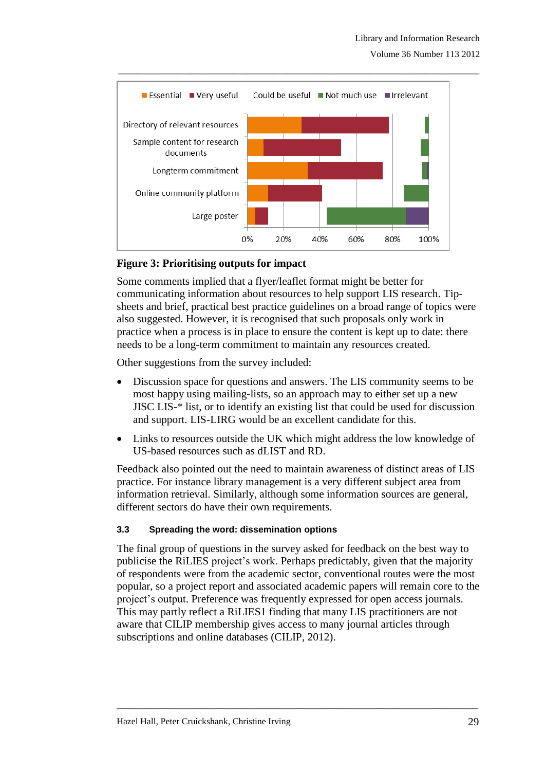**Figure 3: Prioritising outputs for impact**

Some comments implied that a flyer/leaflet format might be better for communicating information about resources to help support LIS research. Tip-sheets and brief, practical best practice guidelines on a broad range of topics were also suggested. However, it is recognised that such proposals only work in practice when a process is in place to ensure the content is kept up to date: there needs to be a long-term commitment to maintain any resources created.

Other suggestions from the survey included:

- Discussion space for questions and answers. The LIS community seems to be most happy using mailing-lists, so an approach may to either set up a new JISC LIS-* list, or to identify an existing list that could be used for discussion and support. LIS-LIRG would be an excellent candidate for this.
- Links to resources outside the UK which might address the low knowledge of US-based resources such as dLIST and RD.

Feedback also pointed out the need to maintain awareness of distinct areas of LIS practice. For instance library management is a very different subject area from information retrieval. Similarly, although some information sources are general, different sectors do have their own requirements.

### 3.3 Spreading the word: dissemination options

The final group of questions in the survey asked for feedback on the best way to publicise the RiLIES project's work. Perhaps predictably, given that the majority of respondents were from the academic sector, conventional routes were the most popular, so a project report and associated academic papers will remain core to the project's output. Preference was frequently expressed for open access journals. This may partly reflect a RiLIES1 finding that many LIS practitioners are not aware that CILIP membership gives access to many journal articles through subscriptions and online databases (CILIP, 2012).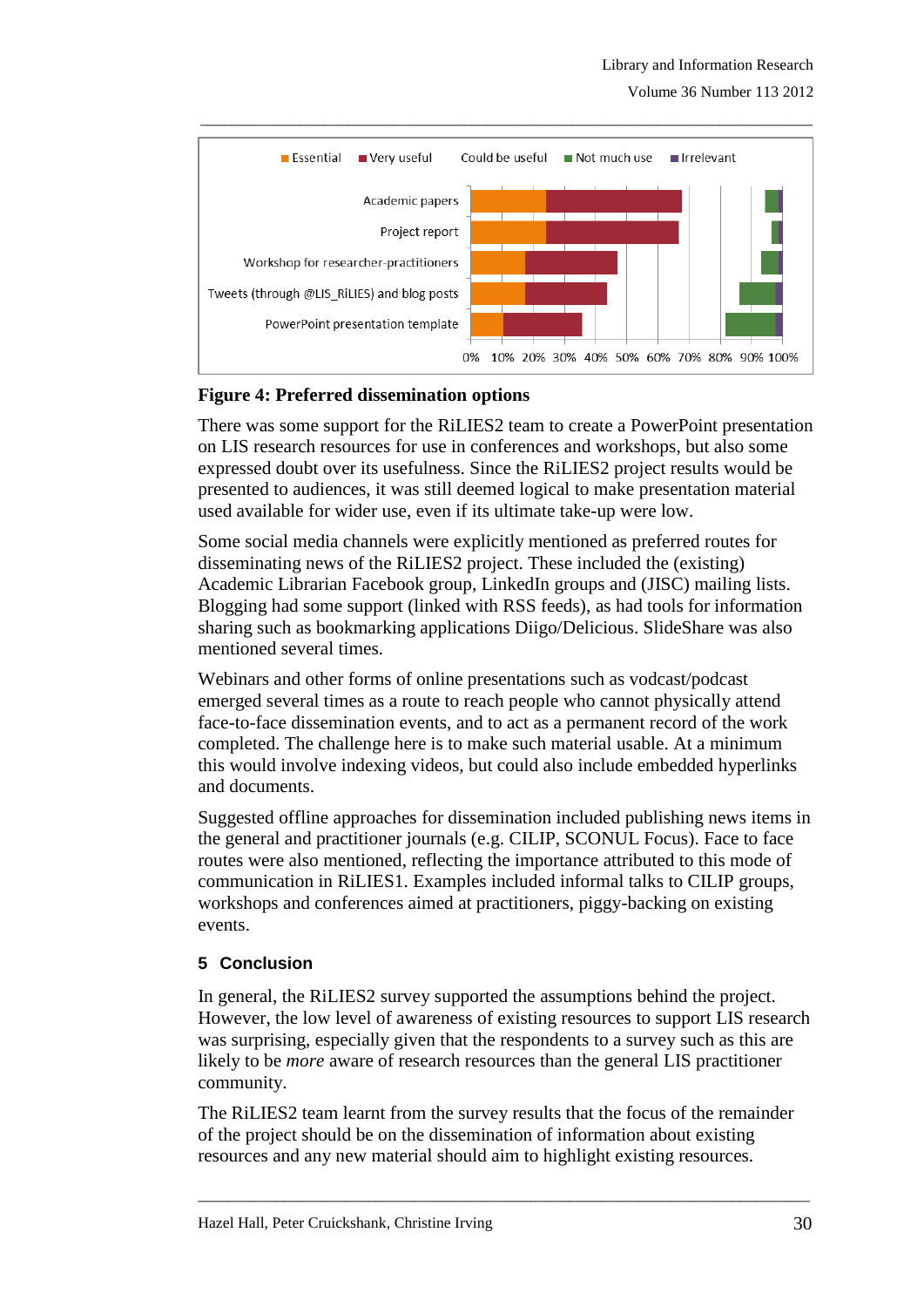**Figure 4: Preferred dissemination options**

There was some support for the RiLIES2 team to create a PowerPoint presentation on LIS research resources for use in conferences and workshops, but also some expressed doubt over its usefulness. Since the RiLIES2 project results would be presented to audiences, it was still deemed logical to make presentation material used available for wider use, even if its ultimate take-up were low.

Some social media channels were explicitly mentioned as preferred routes for disseminating news of the RiLIES2 project. These included the (existing) Academic Librarian Facebook group, LinkedIn groups and (JISC) mailing lists. Blogging had some support (linked with RSS feeds), as had tools for information sharing such as bookmarking applications Diigo/Delicious. SlideShare was also mentioned several times.

Webinars and other forms of online presentations such as vodcast/podcast emerged several times as a route to reach people who cannot physically attend face-to-face dissemination events, and to act as a permanent record of the work completed. The challenge here is to make such material usable. At a minimum this would involve indexing videos, but could also include embedded hyperlinks and documents.

Suggested offline approaches for dissemination included publishing news items in the general and practitioner journals (e.g. CILIP, SCONUL Focus). Face to face routes were also mentioned, reflecting the importance attributed to this mode of communication in RiLIES1. Examples included informal talks to CILIP groups, workshops and conferences aimed at practitioners, piggy-backing on existing events.

## 5 Conclusion

In general, the RiLIES2 survey supported the assumptions behind the project. However, the low level of awareness of existing resources to support LIS research was surprising, especially given that the respondents to a survey such as this are likely to be *more* aware of research resources than the general LIS practitioner community.

The RiLIES2 team learnt from the survey results that the focus of the remainder of the project should be on the dissemination of information about existing resources and any new material should aim to highlight existing resources.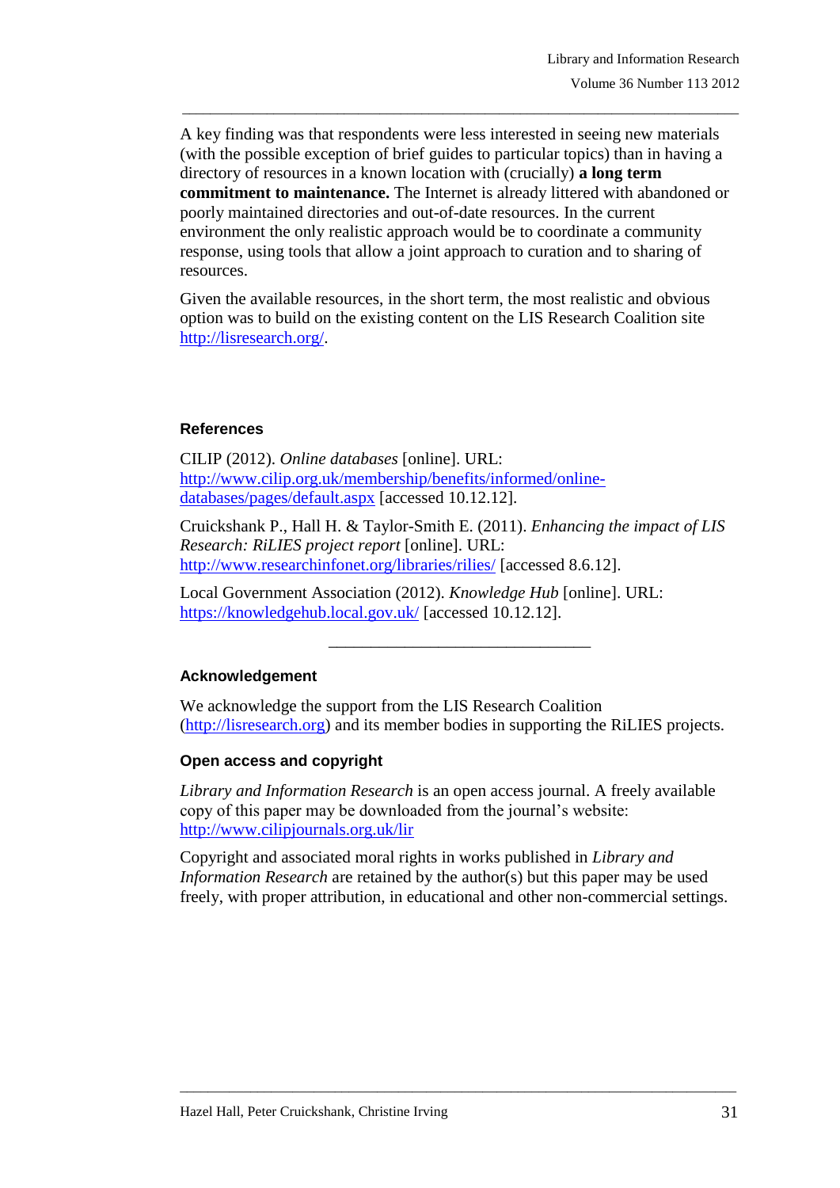A key finding was that respondents were less interested in seeing new materials (with the possible exception of brief guides to particular topics) than in having a directory of resources in a known location with (crucially) **a long term commitment to maintenance.** The Internet is already littered with abandoned or poorly maintained directories and out-of-date resources. In the current environment the only realistic approach would be to coordinate a community response, using tools that allow a joint approach to curation and to sharing of resources.

Given the available resources, in the short term, the most realistic and obvious option was to build on the existing content on the LIS Research Coalition site http://lisresearch.org/.

### References

CILIP (2012). *Online databases* [online]. URL: http://www.cilip.org.uk/membership/benefits/informed/online-databases/pages/default.aspx [accessed 10.12.12].

Cruickshank P., Hall H. & Taylor-Smith E. (2011). *Enhancing the impact of LIS Research: RiLIES project report* [online]. URL: http://www.researchinfonet.org/libraries/rilies/ [accessed 8.6.12].

Local Government Association (2012). *Knowledge Hub* [online]. URL: https://knowledgehub.local.gov.uk/ [accessed 10.12.12].

---

### Acknowledgement

We acknowledge the support from the LIS Research Coalition (http://lisresearch.org) and its member bodies in supporting the RiLIES projects.

### Open access and copyright

*Library and Information Research* is an open access journal. A freely available copy of this paper may be downloaded from the journal's website: http://www.cilipjournals.org.uk/lir

Copyright and associated moral rights in works published in *Library and Information Research* are retained by the author(s) but this paper may be used freely, with proper attribution, in educational and other non-commercial settings.